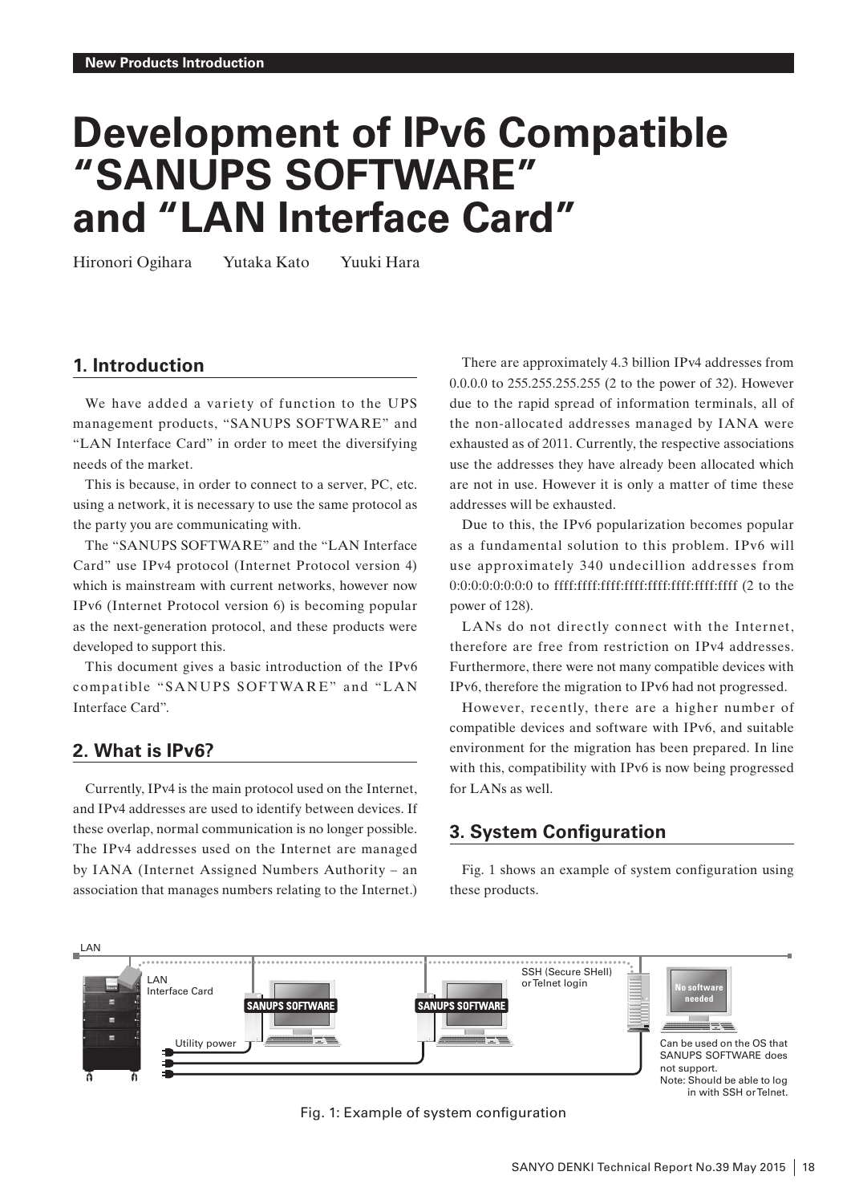New Products Introduction

# Development of IPv6 Compatible "SANUPS SOFTWARE" and "LAN Interface Card"

Hironori Ogihara　Yutaka Kato　Yuuki Hara

## 1. Introduction

We have added a variety of function to the UPS management products, "SANUPS SOFTWARE" and "LAN Interface Card" in order to meet the diversifying needs of the market.

This is because, in order to connect to a server, PC, etc. using a network, it is necessary to use the same protocol as the party you are communicating with.

The "SANUPS SOFTWARE" and the "LAN Interface Card" use IPv4 protocol (Internet Protocol version 4) which is mainstream with current networks, however now IPv6 (Internet Protocol version 6) is becoming popular as the next-generation protocol, and these products were developed to support this.

This document gives a basic introduction of the IPv6 compatible "SANUPS SOFTWARE" and "LAN Interface Card".

## 2. What is IPv6?

Currently, IPv4 is the main protocol used on the Internet, and IPv4 addresses are used to identify between devices. If these overlap, normal communication is no longer possible. The IPv4 addresses used on the Internet are managed by IANA (Internet Assigned Numbers Authority – an association that manages numbers relating to the Internet.)

There are approximately 4.3 billion IPv4 addresses from 0.0.0.0 to 255.255.255.255 (2 to the power of 32). However due to the rapid spread of information terminals, all of the non-allocated addresses managed by IANA were exhausted as of 2011. Currently, the respective associations use the addresses they have already been allocated which are not in use. However it is only a matter of time these addresses will be exhausted.

Due to this, the IPv6 popularization becomes popular as a fundamental solution to this problem. IPv6 will use approximately 340 undecillion addresses from 0:0:0:0:0:0:0:0 to ffff:ffff:ffff:ffff:ffff:ffff:ffff:ffff (2 to the power of 128).

LANs do not directly connect with the Internet, therefore are free from restriction on IPv4 addresses. Furthermore, there were not many compatible devices with IPv6, therefore the migration to IPv6 had not progressed.

However, recently, there are a higher number of compatible devices and software with IPv6, and suitable environment for the migration has been prepared. In line with this, compatibility with IPv6 is now being progressed for LANs as well.

## 3. System Configuration

Fig. 1 shows an example of system configuration using these products.

LAN

LAN Interface Card

SANUPS SOFTWARE

SANUPS SOFTWARE

SSH (Secure SHell) or Telnet login

No software needed

Utility power

Can be used on the OS that SANUPS SOFTWARE does not support.
Note: Should be able to log in with SSH or Telnet.

Fig. 1: Example of system configuration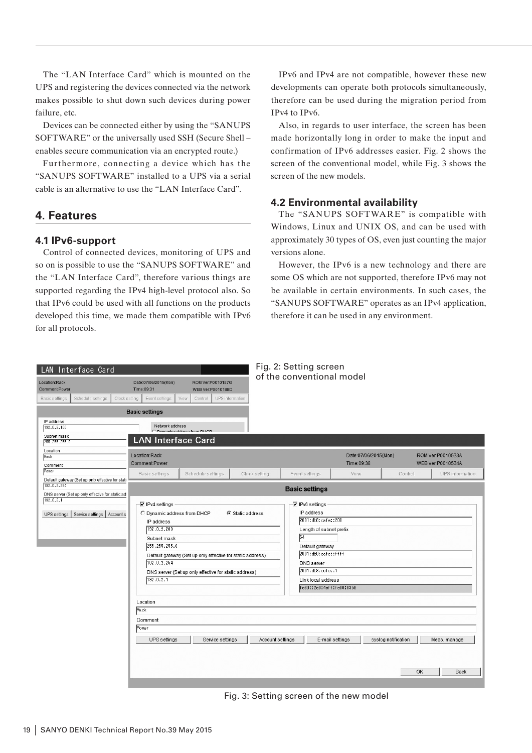The “LAN Interface Card” which is mounted on the UPS and registering the devices connected via the network makes possible to shut down such devices during power failure, etc.

Devices can be connected either by using the “SANUPS SOFTWARE” or the universally used SSH (Secure Shell – enables secure communication via an encrypted route.)

Furthermore, connecting a device which has the “SANUPS SOFTWARE” installed to a UPS via a serial cable is an alternative to use the “LAN Interface Card”.

## 4. Features

### 4.1 IPv6-support

Control of connected devices, monitoring of UPS and so on is possible to use the “SANUPS SOFTWARE” and the “LAN Interface Card”, therefore various things are supported regarding the IPv4 high-level protocol also. So that IPv6 could be used with all functions on the products developed this time, we made them compatible with IPv6 for all protocols.

IPv6 and IPv4 are not compatible, however these new developments can operate both protocols simultaneously, therefore can be used during the migration period from IPv4 to IPv6.

Also, in regards to user interface, the screen has been made horizontally long in order to make the input and confirmation of IPv6 addresses easier. Fig. 2 shows the screen of the conventional model, while Fig. 3 shows the screen of the new models.

### 4.2 Environmental availability

The “SANUPS SOFTWARE” is compatible with Windows, Linux and UNIX OS, and can be used with approximately 30 types of OS, even just counting the major versions alone.

However, the IPv6 is a new technology and there are some OS which are not supported, therefore IPv6 may not be available in certain environments. In such cases, the “SANUPS SOFTWARE” operates as an IPv4 application, therefore it can be used in any environment.

Fig. 2: Setting screen of the conventional model

Fig. 3: Setting screen of the new model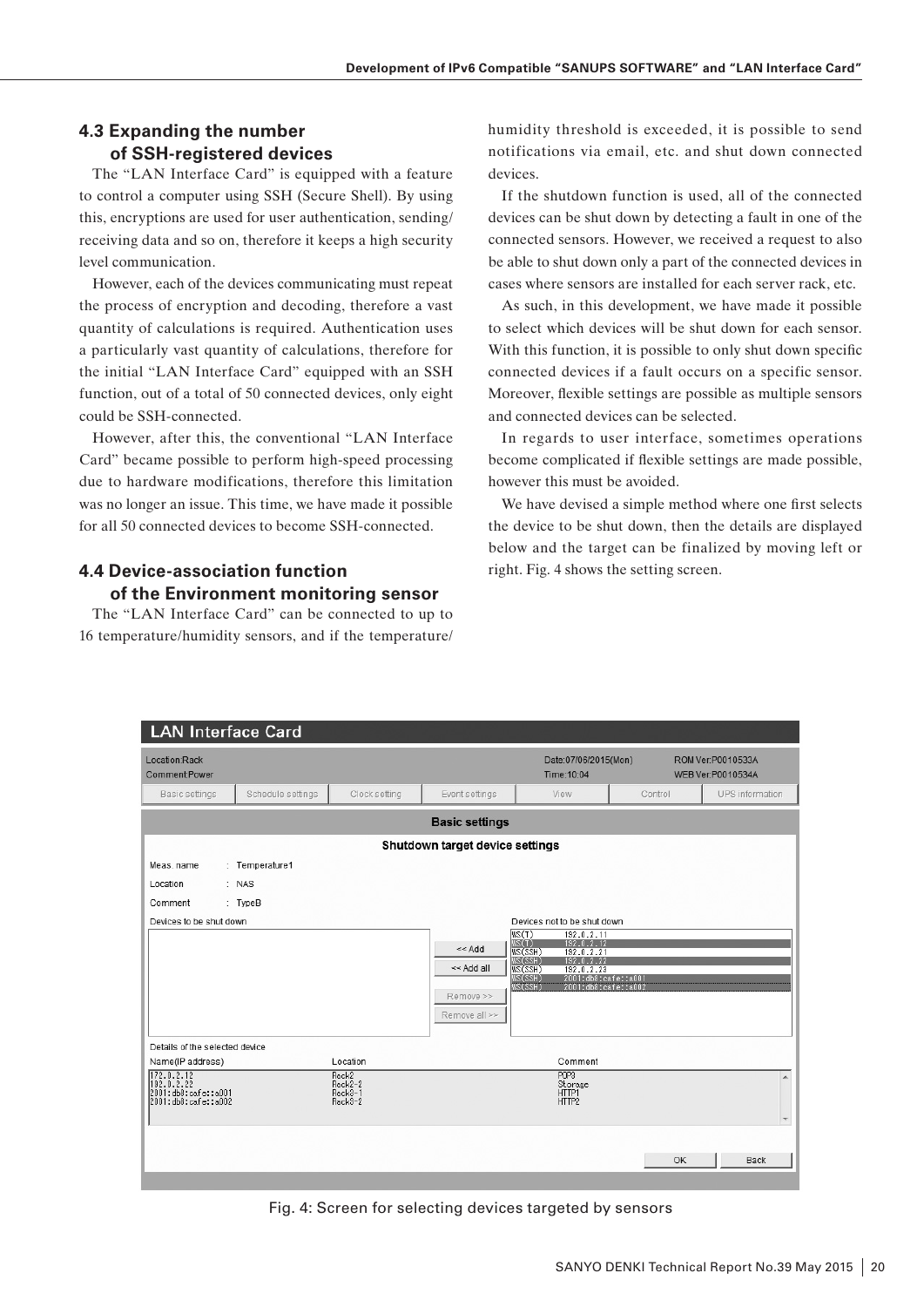### 4.3 Expanding the number of SSH-registered devices

The "LAN Interface Card" is equipped with a feature to control a computer using SSH (Secure Shell). By using this, encryptions are used for user authentication, sending/receiving data and so on, therefore it keeps a high security level communication.

However, each of the devices communicating must repeat the process of encryption and decoding, therefore a vast quantity of calculations is required. Authentication uses a particularly vast quantity of calculations, therefore for the initial "LAN Interface Card" equipped with an SSH function, out of a total of 50 connected devices, only eight could be SSH-connected.

However, after this, the conventional "LAN Interface Card" became possible to perform high-speed processing due to hardware modifications, therefore this limitation was no longer an issue. This time, we have made it possible for all 50 connected devices to become SSH-connected.

### 4.4 Device-association function of the Environment monitoring sensor

The "LAN Interface Card" can be connected to up to 16 temperature/humidity sensors, and if the temperature/humidity threshold is exceeded, it is possible to send notifications via email, etc. and shut down connected devices.

If the shutdown function is used, all of the connected devices can be shut down by detecting a fault in one of the connected sensors. However, we received a request to also be able to shut down only a part of the connected devices in cases where sensors are installed for each server rack, etc.

As such, in this development, we have made it possible to select which devices will be shut down for each sensor. With this function, it is possible to only shut down specific connected devices if a fault occurs on a specific sensor. Moreover, flexible settings are possible as multiple sensors and connected devices can be selected.

In regards to user interface, sometimes operations become complicated if flexible settings are made possible, however this must be avoided.

We have devised a simple method where one first selects the device to be shut down, then the details are displayed below and the target can be finalized by moving left or right. Fig. 4 shows the setting screen.

Fig. 4: Screen for selecting devices targeted by sensors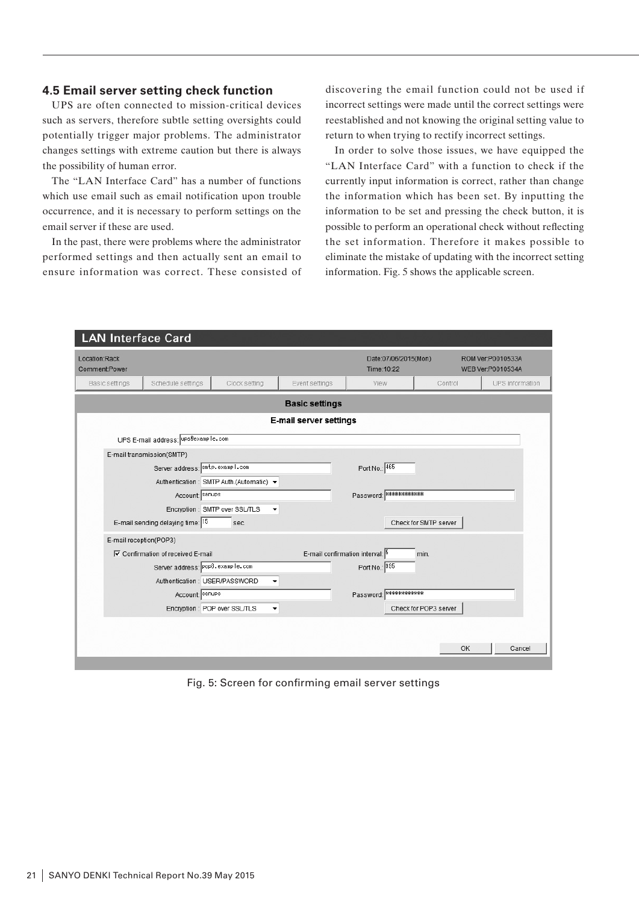### 4.5 Email server setting check function

UPS are often connected to mission-critical devices such as servers, therefore subtle setting oversights could potentially trigger major problems. The administrator changes settings with extreme caution but there is always the possibility of human error.

The "LAN Interface Card" has a number of functions which use email such as email notification upon trouble occurrence, and it is necessary to perform settings on the email server if these are used.

In the past, there were problems where the administrator performed settings and then actually sent an email to ensure information was correct. These consisted of discovering the email function could not be used if incorrect settings were made until the correct settings were reestablished and not knowing the original setting value to return to when trying to rectify incorrect settings.

In order to solve those issues, we have equipped the "LAN Interface Card" with a function to check if the currently input information is correct, rather than change the information which has been set. By inputting the information to be set and pressing the check button, it is possible to perform an operational check without reflecting the set information. Therefore it makes possible to eliminate the mistake of updating with the incorrect setting information. Fig. 5 shows the applicable screen.

Fig. 5: Screen for confirming email server settings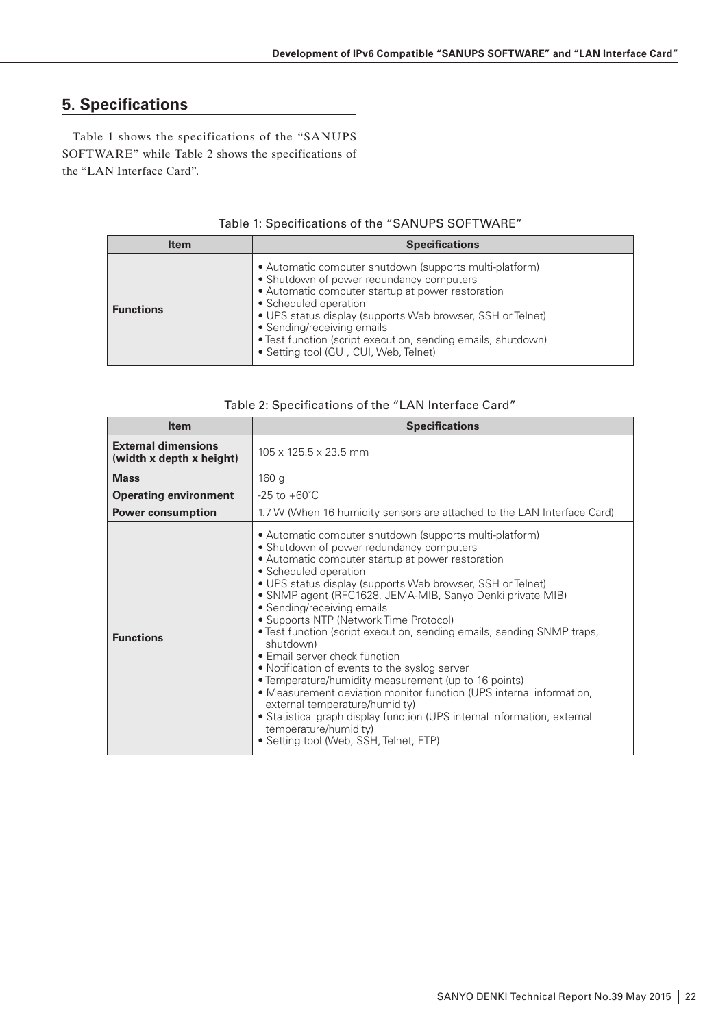## 5. Specifications

Table 1 shows the specifications of the "SANUPS SOFTWARE" while Table 2 shows the specifications of the "LAN Interface Card".

Table 1: Specifications of the "SANUPS SOFTWARE"

| Item | Specifications |
| --- | --- |
| **Functions** | • Automatic computer shutdown (supports multi-platform)<br>• Shutdown of power redundancy computers<br>• Automatic computer startup at power restoration<br>• Scheduled operation<br>• UPS status display (supports Web browser, SSH or Telnet)<br>• Sending/receiving emails<br>• Test function (script execution, sending emails, shutdown)<br>• Setting tool (GUI, CUI, Web, Telnet) |

Table 2: Specifications of the "LAN Interface Card"

| Item | Specifications |
| --- | --- |
| **External dimensions (width x depth x height)** | 105 x 125.5 x 23.5 mm |
| **Mass** | 160 g |
| **Operating environment** | -25 to +60˚C |
| **Power consumption** | 1.7 W (When 16 humidity sensors are attached to the LAN Interface Card) |
| **Functions** | • Automatic computer shutdown (supports multi-platform)<br>• Shutdown of power redundancy computers<br>• Automatic computer startup at power restoration<br>• Scheduled operation<br>• UPS status display (supports Web browser, SSH or Telnet)<br>• SNMP agent (RFC1628, JEMA-MIB, Sanyo Denki private MIB)<br>• Sending/receiving emails<br>• Supports NTP (Network Time Protocol)<br>• Test function (script execution, sending emails, sending SNMP traps, shutdown)<br>• Email server check function<br>• Notification of events to the syslog server<br>• Temperature/humidity measurement (up to 16 points)<br>• Measurement deviation monitor function (UPS internal information, external temperature/humidity)<br>• Statistical graph display function (UPS internal information, external temperature/humidity)<br>• Setting tool (Web, SSH, Telnet, FTP) |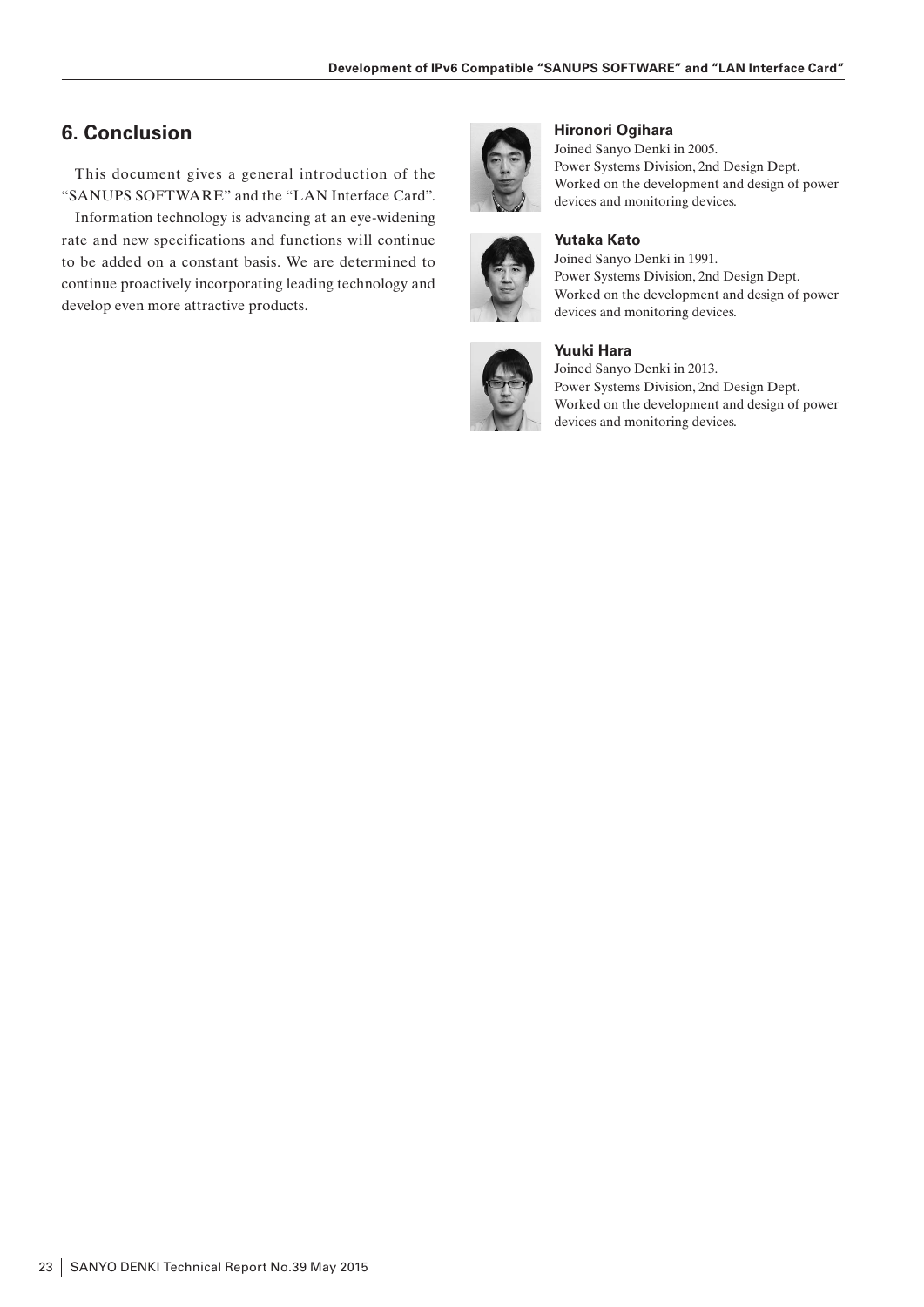## 6. Conclusion

This document gives a general introduction of the "SANUPS SOFTWARE" and the "LAN Interface Card".

Information technology is advancing at an eye-widening rate and new specifications and functions will continue to be added on a constant basis. We are determined to continue proactively incorporating leading technology and develop even more attractive products.

**Hironori Ogihara**
Joined Sanyo Denki in 2005.
Power Systems Division, 2nd Design Dept.
Worked on the development and design of power devices and monitoring devices.

**Yutaka Kato**
Joined Sanyo Denki in 1991.
Power Systems Division, 2nd Design Dept.
Worked on the development and design of power devices and monitoring devices.

**Yuuki Hara**
Joined Sanyo Denki in 2013.
Power Systems Division, 2nd Design Dept.
Worked on the development and design of power devices and monitoring devices.